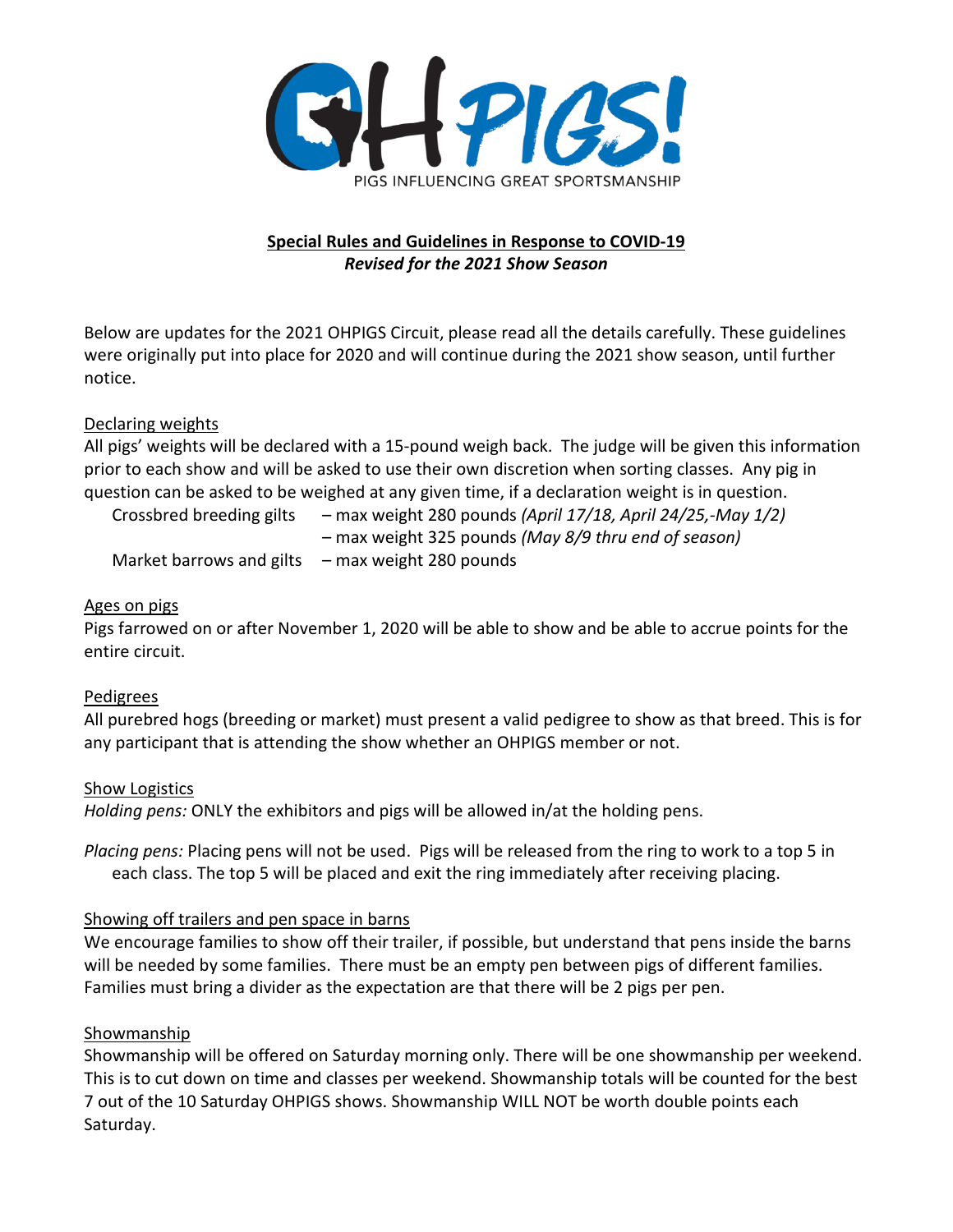OHPIGS!

PIGS INFLUENCING GREAT SPORTSMANSHIP

## Special Rules and Guidelines in Response to COVID-19

***Revised for the 2021 Show Season***

Below are updates for the 2021 OHPIGS Circuit, please read all the details carefully. These guidelines were originally put into place for 2020 and will continue during the 2021 show season, until further notice.

### Declaring weights

All pigs' weights will be declared with a 15-pound weigh back. The judge will be given this information prior to each show and will be asked to use their own discretion when sorting classes. Any pig in question can be asked to be weighed at any given time, if a declaration weight is in question.

Crossbred breeding gilts – max weight 280 pounds *(April 17/18, April 24/25,-May 1/2)*
– max weight 325 pounds *(May 8/9 thru end of season)*

Market barrows and gilts – max weight 280 pounds

### Ages on pigs

Pigs farrowed on or after November 1, 2020 will be able to show and be able to accrue points for the entire circuit.

### Pedigrees

All purebred hogs (breeding or market) must present a valid pedigree to show as that breed. This is for any participant that is attending the show whether an OHPIGS member or not.

### Show Logistics

*Holding pens:* ONLY the exhibitors and pigs will be allowed in/at the holding pens.

*Placing pens:* Placing pens will not be used. Pigs will be released from the ring to work to a top 5 in each class. The top 5 will be placed and exit the ring immediately after receiving placing.

### Showing off trailers and pen space in barns

We encourage families to show off their trailer, if possible, but understand that pens inside the barns will be needed by some families. There must be an empty pen between pigs of different families. Families must bring a divider as the expectation are that there will be 2 pigs per pen.

### Showmanship

Showmanship will be offered on Saturday morning only. There will be one showmanship per weekend. This is to cut down on time and classes per weekend. Showmanship totals will be counted for the best 7 out of the 10 Saturday OHPIGS shows. Showmanship WILL NOT be worth double points each Saturday.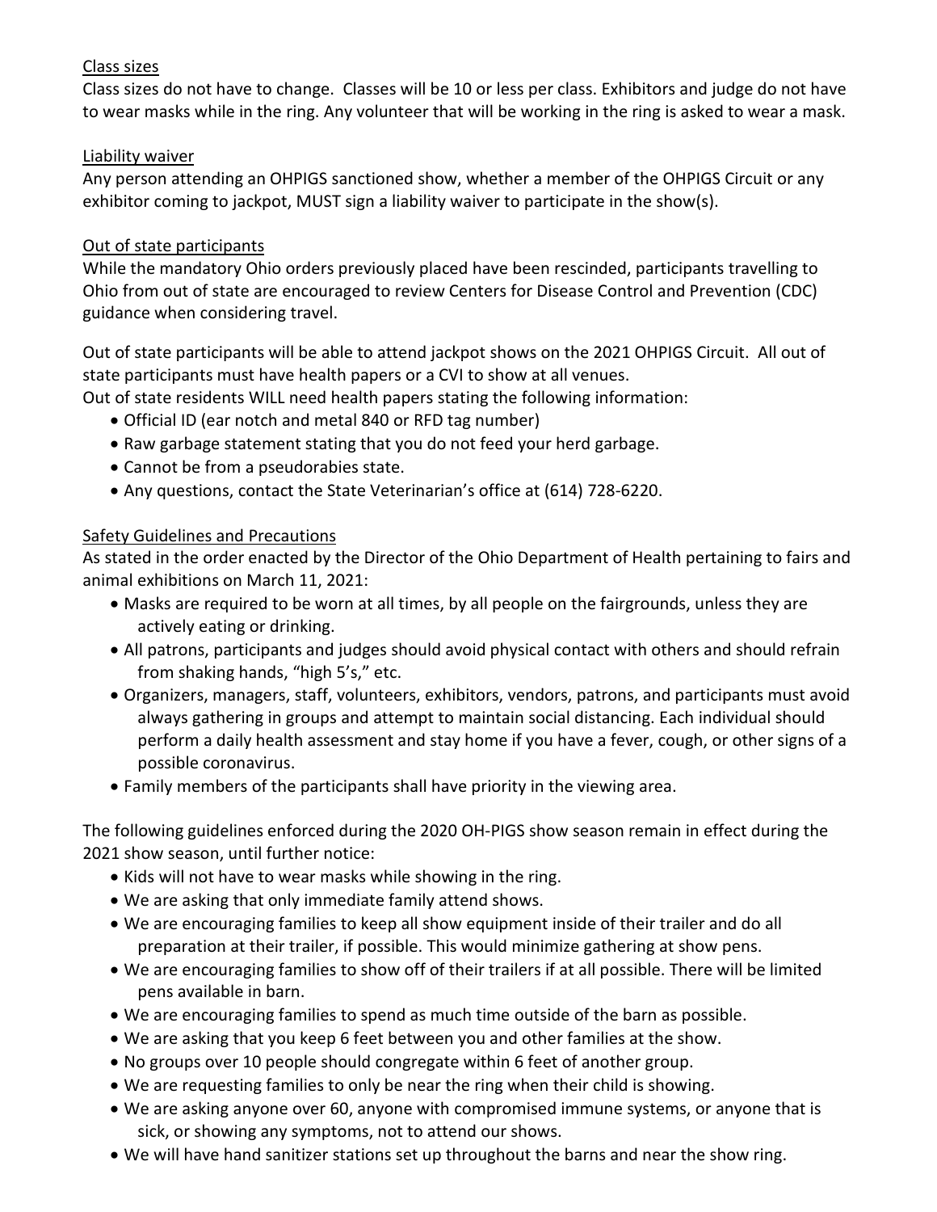## Class sizes

Class sizes do not have to change. Classes will be 10 or less per class. Exhibitors and judge do not have to wear masks while in the ring. Any volunteer that will be working in the ring is asked to wear a mask.

## Liability waiver

Any person attending an OHPIGS sanctioned show, whether a member of the OHPIGS Circuit or any exhibitor coming to jackpot, MUST sign a liability waiver to participate in the show(s).

## Out of state participants

While the mandatory Ohio orders previously placed have been rescinded, participants travelling to Ohio from out of state are encouraged to review Centers for Disease Control and Prevention (CDC) guidance when considering travel.

Out of state participants will be able to attend jackpot shows on the 2021 OHPIGS Circuit. All out of state participants must have health papers or a CVI to show at all venues.

Out of state residents WILL need health papers stating the following information:

- Official ID (ear notch and metal 840 or RFD tag number)
- Raw garbage statement stating that you do not feed your herd garbage.
- Cannot be from a pseudorabies state.
- Any questions, contact the State Veterinarian's office at (614) 728-6220.

## Safety Guidelines and Precautions

As stated in the order enacted by the Director of the Ohio Department of Health pertaining to fairs and animal exhibitions on March 11, 2021:

- Masks are required to be worn at all times, by all people on the fairgrounds, unless they are actively eating or drinking.
- All patrons, participants and judges should avoid physical contact with others and should refrain from shaking hands, "high 5's," etc.
- Organizers, managers, staff, volunteers, exhibitors, vendors, patrons, and participants must avoid always gathering in groups and attempt to maintain social distancing. Each individual should perform a daily health assessment and stay home if you have a fever, cough, or other signs of a possible coronavirus.
- Family members of the participants shall have priority in the viewing area.

The following guidelines enforced during the 2020 OH-PIGS show season remain in effect during the 2021 show season, until further notice:

- Kids will not have to wear masks while showing in the ring.
- We are asking that only immediate family attend shows.
- We are encouraging families to keep all show equipment inside of their trailer and do all preparation at their trailer, if possible. This would minimize gathering at show pens.
- We are encouraging families to show off of their trailers if at all possible. There will be limited pens available in barn.
- We are encouraging families to spend as much time outside of the barn as possible.
- We are asking that you keep 6 feet between you and other families at the show.
- No groups over 10 people should congregate within 6 feet of another group.
- We are requesting families to only be near the ring when their child is showing.
- We are asking anyone over 60, anyone with compromised immune systems, or anyone that is sick, or showing any symptoms, not to attend our shows.
- We will have hand sanitizer stations set up throughout the barns and near the show ring.